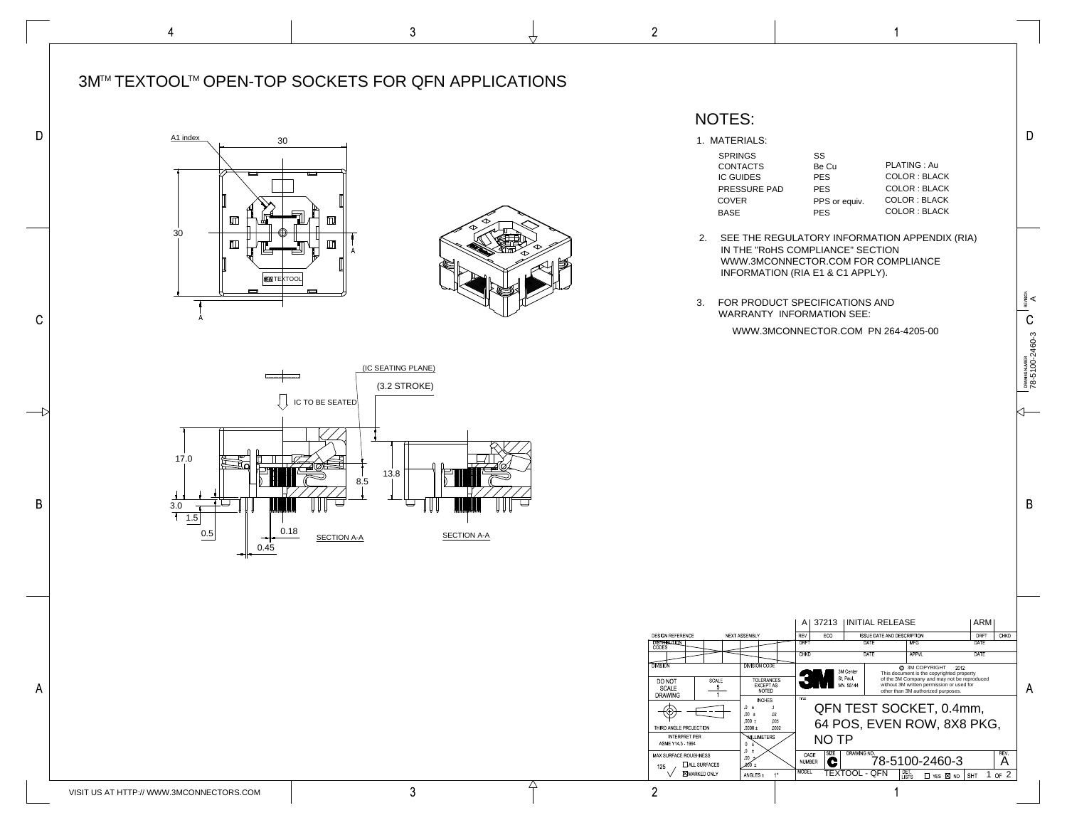# 3M™ TEXTOOL™ OPEN-TOP SOCKETS FOR QFN APPLICATIONS

A1 index

30

30

A

A

(IC SEATING PLANE)

(3.2 STROKE)

IC TO BE SEATED

17.0

8.5

13.8

3.0

1.5

0.5

0.18

0.45

SECTION A-A

SECTION A-A

## NOTES:

1. MATERIALS:

| | | |
|---|---|---|
| SPRINGS | SS | |
| CONTACTS | Be Cu | PLATING : Au |
| IC GUIDES | PES | COLOR : BLACK |
| PRESSURE PAD | PES | COLOR : BLACK |
| COVER | PPS or equiv. | COLOR : BLACK |
| BASE | PES | COLOR : BLACK |

2. SEE THE REGULATORY INFORMATION APPENDIX (RIA) IN THE "RoHS COMPLIANCE" SECTION WWW.3MCONNECTOR.COM FOR COMPLIANCE INFORMATION (RIA E1 & C1 APPLY).

3. FOR PRODUCT SPECIFICATIONS AND WARRANTY INFORMATION SEE:

   WWW.3MCONNECTOR.COM PN 264-4205-00

| REV | ECO | ISSUE DATE AND DESCRIPTION | DRFT | CHKD |
|---|---|---|---|---|
| A | 37213 | INITIAL RELEASE | ARM | |

© 3M COPYRIGHT 2012
This document is the copyrighted property of the 3M Company and may not be reproduced without 3M written permission or used for other than 3M authorized purposes.

3M Center St. Paul, MN 55144

DO NOT SCALE DRAWING — SCALE 5:1

THIRD ANGLE PROJECTION

INTERPRET PER ASME Y14.5 - 1994

MAX SURFACE ROUGHNESS 125 — ☐ ALL SURFACES ☒ MARKED ONLY

TOLERANCES EXCEPT AS NOTED — INCHES: .0 ± .1, .00 ± .02, .000 ± .005, .0000 ± .0002 — MILLIMETERS — ANGLES ± 1°

TITLE: QFN TEST SOCKET, 0.4mm, 64 POS, EVEN ROW, 8X8 PKG, NO TP

SIZE: C — DRAWING NO. 78-5100-2460-3 — REV. A

MODEL: TEXTOOL - QFN — DET. LISTS ☐ YES ☒ NO — SHT 1 OF 2

VISIT US AT HTTP:// WWW.3MCONNECTORS.COM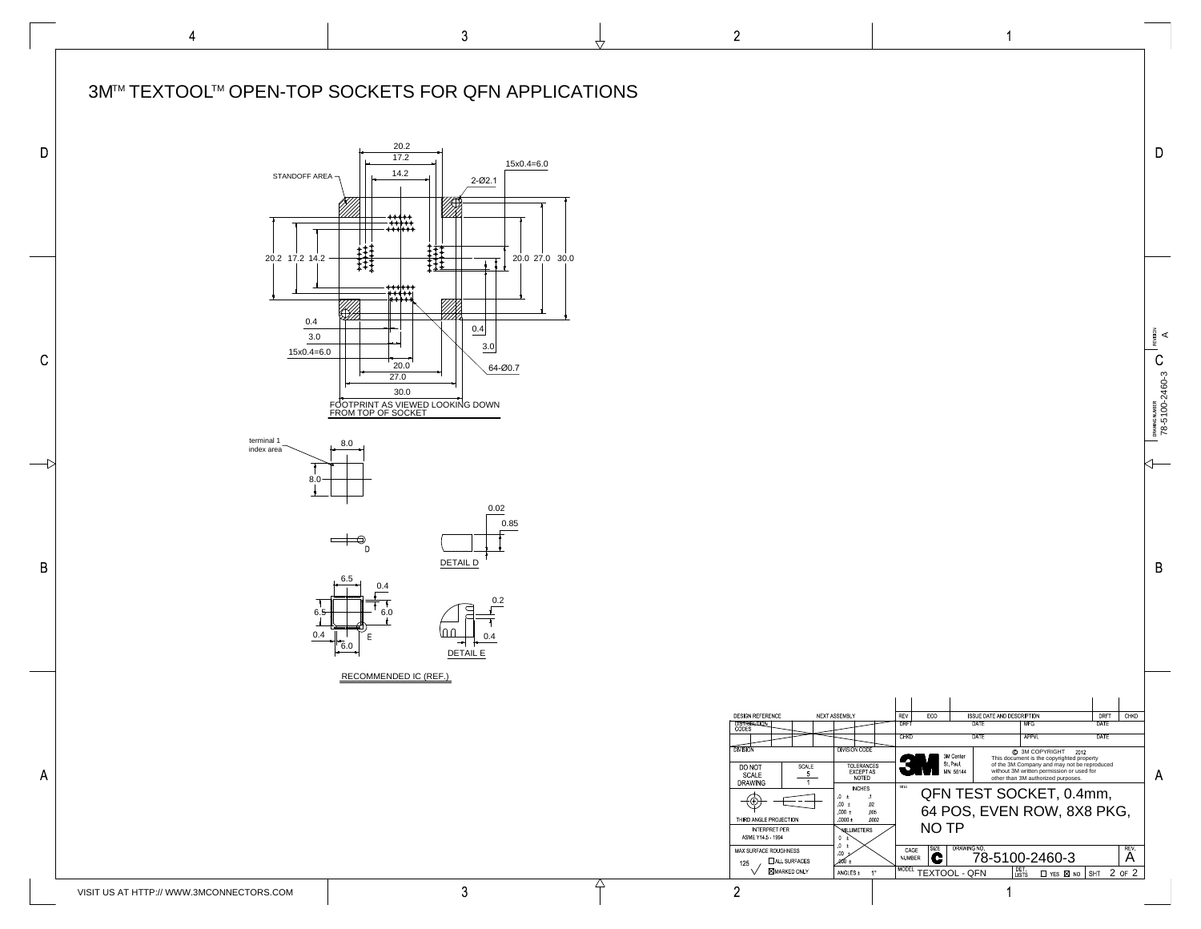# 3M™ TEXTOOL™ OPEN-TOP SOCKETS FOR QFN APPLICATIONS

STANDOFF AREA

20.2
17.2
14.2
15x0.4=6.0
2-Ø2.1
20.2 17.2 14.2
20.0 27.0 30.0
0.4
3.0
15x0.4=6.0
0.4
3.0
20.0
27.0
30.0
64-Ø0.7

FOOTPRINT AS VIEWED LOOKING DOWN FROM TOP OF SOCKET

terminal 1 index area
8.0
8.0

D
0.02
0.85
DETAIL D

6.5
0.4
6.5
6.0
0.4
6.0
E
0.2
0.4
DETAIL E

RECOMMENDED IC (REF.)

| | |
|---|---|
| DESIGN REFERENCE | NEXT ASSEMBLY |
| DISTRIBUTION CODES | |
| DIVISION | DIVISION CODE |
| DO NOT SCALE DRAWING | SCALE 5/1 |
| TOLERANCES EXCEPT AS NOTED | INCHES .0 ± .1; .00 ± .02; .000 ± .005; .0000 ± .0002 |
| MILLIMETERS | 0 ±; .0 ±; .00 ±; .000 ± |
| THIRD ANGLE PROJECTION | |
| INTERPRET PER ASME Y14.5 - 1994 | |
| MAX SURFACE ROUGHNESS 125 | ☐ ALL SURFACES ☒ MARKED ONLY |
| ANGLES ± 1° | |

| REV | ECO | ISSUE DATE AND DESCRIPTION | DRFT | CHKD |
|---|---|---|---|---|
| DRFT | | DATE / MFG | DATE | |
| CHKD | | DATE / APPVL | DATE | |

3M Center
St. Paul
MN 55144

© 3M COPYRIGHT 2012
This document is the copyrighted property of the 3M Company and may not be reproduced without 3M written permission or used for other than 3M authorized purposes.

TITLE: QFN TEST SOCKET, 0.4mm, 64 POS, EVEN ROW, 8X8 PKG, NO TP

CAGE NUMBER | SIZE C | DRAWING NO. 78-5100-2460-3 | REV. A

MODEL TEXTOOL - QFN | DET. LISTS ☐ YES ☒ NO | SHT 2 OF 2

DRAWING NUMBER 78-5100-2460-3 REVISION A

VISIT US AT HTTP:// WWW.3MCONNECTORS.COM